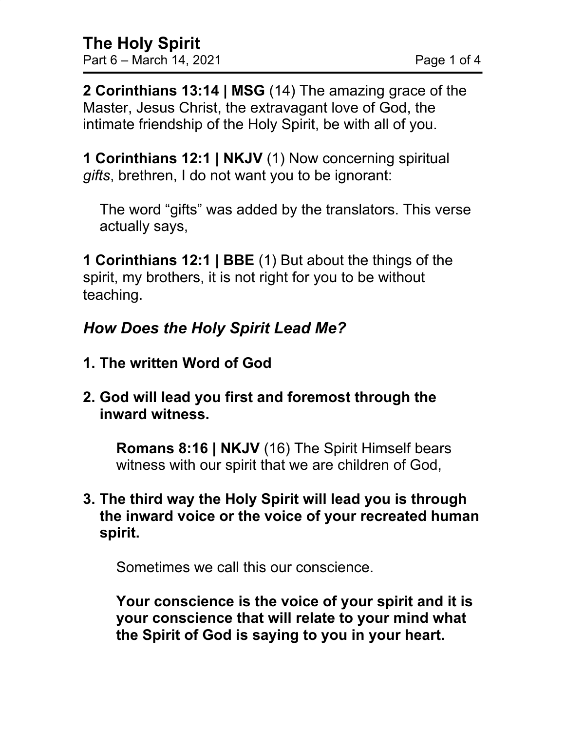# The Holy Spirit

Part 6 – March 14, 2021

**2 Corinthians 13:14 | MSG** (14) The amazing grace of the Master, Jesus Christ, the extravagant love of God, the intimate friendship of the Holy Spirit, be with all of you.

**1 Corinthians 12:1 | NKJV** (1) Now concerning spiritual *gifts*, brethren, I do not want you to be ignorant:

The word “gifts” was added by the translators. This verse actually says,

**1 Corinthians 12:1 | BBE** (1) But about the things of the spirit, my brothers, it is not right for you to be without teaching.

## *How Does the Holy Spirit Lead Me?*

1. **The written Word of God**

2. **God will lead you first and foremost through the inward witness.**

   **Romans 8:16 | NKJV** (16) The Spirit Himself bears witness with our spirit that we are children of God,

3. **The third way the Holy Spirit will lead you is through the inward voice or the voice of your recreated human spirit.**

   Sometimes we call this our conscience.

   **Your conscience is the voice of your spirit and it is your conscience that will relate to your mind what the Spirit of God is saying to you in your heart.**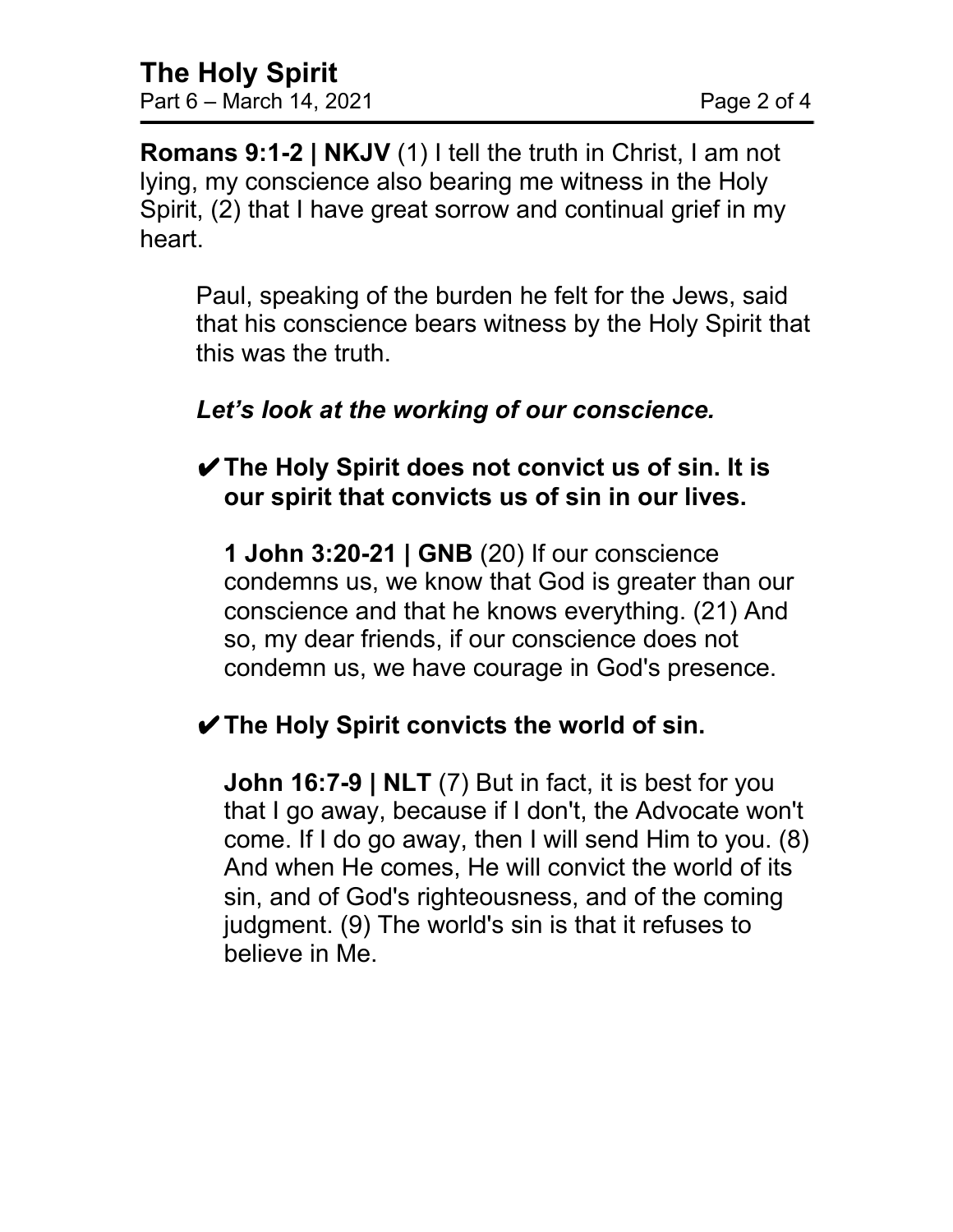**Romans 9:1-2 | NKJV** (1) I tell the truth in Christ, I am not lying, my conscience also bearing me witness in the Holy Spirit, (2) that I have great sorrow and continual grief in my heart.

Paul, speaking of the burden he felt for the Jews, said that his conscience bears witness by the Holy Spirit that this was the truth.

***Let's look at the working of our conscience.***

✔ **The Holy Spirit does not convict us of sin. It is our spirit that convicts us of sin in our lives.**

**1 John 3:20-21 | GNB** (20) If our conscience condemns us, we know that God is greater than our conscience and that he knows everything. (21) And so, my dear friends, if our conscience does not condemn us, we have courage in God's presence.

✔ **The Holy Spirit convicts the world of sin.**

**John 16:7-9 | NLT** (7) But in fact, it is best for you that I go away, because if I don't, the Advocate won't come. If I do go away, then I will send Him to you. (8) And when He comes, He will convict the world of its sin, and of God's righteousness, and of the coming judgment. (9) The world's sin is that it refuses to believe in Me.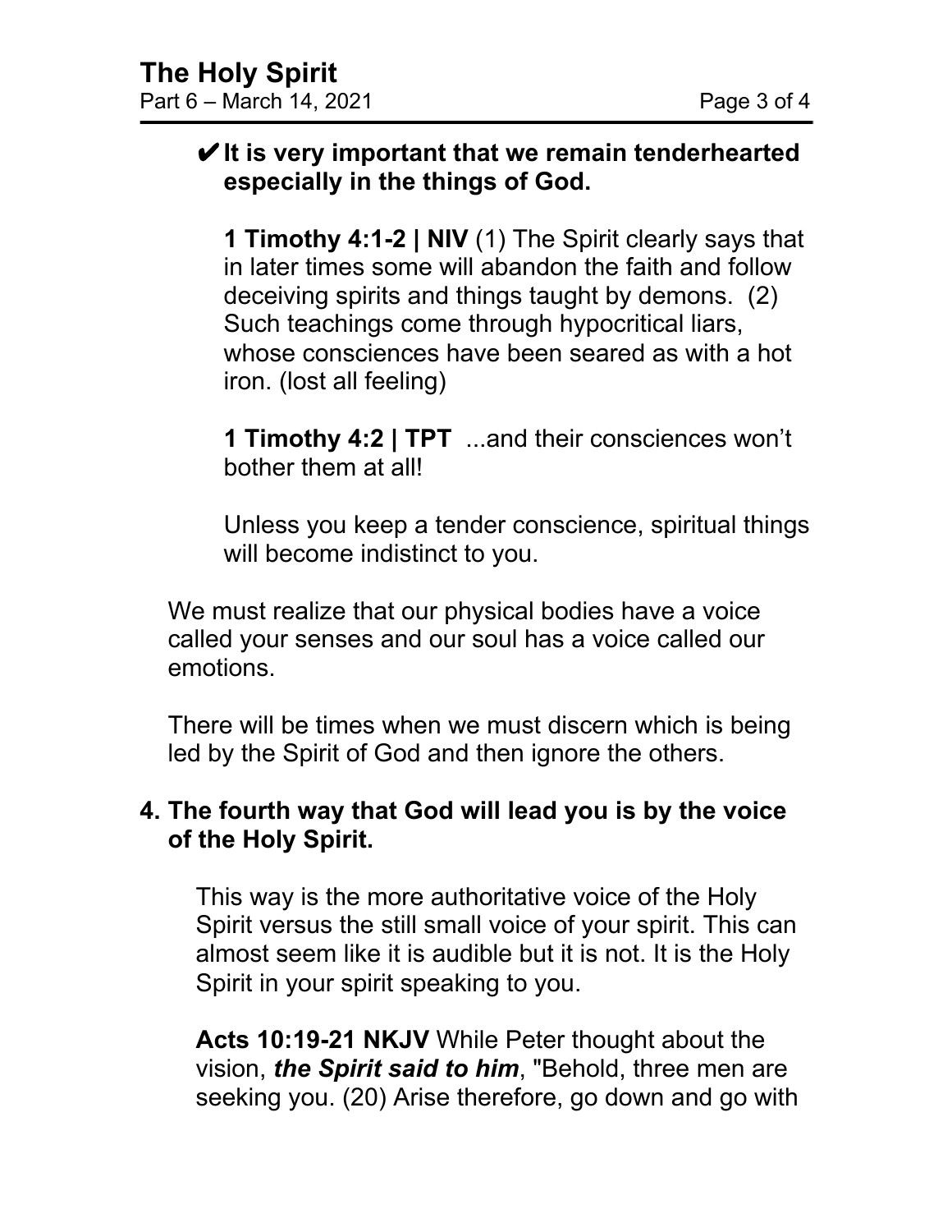✔ **It is very important that we remain tenderhearted especially in the things of God.**

**1 Timothy 4:1-2 | NIV** (1) The Spirit clearly says that in later times some will abandon the faith and follow deceiving spirits and things taught by demons. (2) Such teachings come through hypocritical liars, whose consciences have been seared as with a hot iron. (lost all feeling)

**1 Timothy 4:2 | TPT** ...and their consciences won't bother them at all!

Unless you keep a tender conscience, spiritual things will become indistinct to you.

We must realize that our physical bodies have a voice called your senses and our soul has a voice called our emotions.

There will be times when we must discern which is being led by the Spirit of God and then ignore the others.

**4. The fourth way that God will lead you is by the voice of the Holy Spirit.**

This way is the more authoritative voice of the Holy Spirit versus the still small voice of your spirit. This can almost seem like it is audible but it is not. It is the Holy Spirit in your spirit speaking to you.

**Acts 10:19-21 NKJV** While Peter thought about the vision, ***the Spirit said to him***, "Behold, three men are seeking you. (20) Arise therefore, go down and go with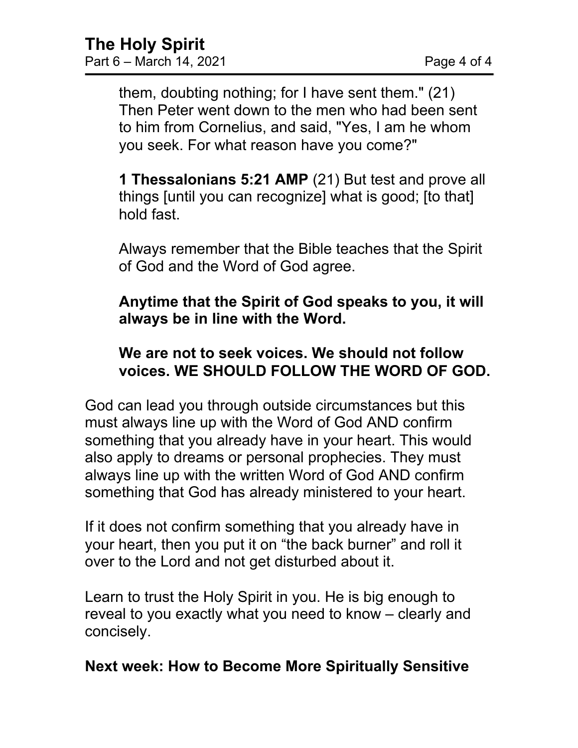them, doubting nothing; for I have sent them." (21) Then Peter went down to the men who had been sent to him from Cornelius, and said, "Yes, I am he whom you seek. For what reason have you come?"

**1 Thessalonians 5:21 AMP** (21) But test and prove all things [until you can recognize] what is good; [to that] hold fast.

Always remember that the Bible teaches that the Spirit of God and the Word of God agree.

**Anytime that the Spirit of God speaks to you, it will always be in line with the Word.**

**We are not to seek voices. We should not follow voices. WE SHOULD FOLLOW THE WORD OF GOD.**

God can lead you through outside circumstances but this must always line up with the Word of God AND confirm something that you already have in your heart. This would also apply to dreams or personal prophecies. They must always line up with the written Word of God AND confirm something that God has already ministered to your heart.

If it does not confirm something that you already have in your heart, then you put it on "the back burner" and roll it over to the Lord and not get disturbed about it.

Learn to trust the Holy Spirit in you. He is big enough to reveal to you exactly what you need to know – clearly and concisely.

**Next week: How to Become More Spiritually Sensitive**